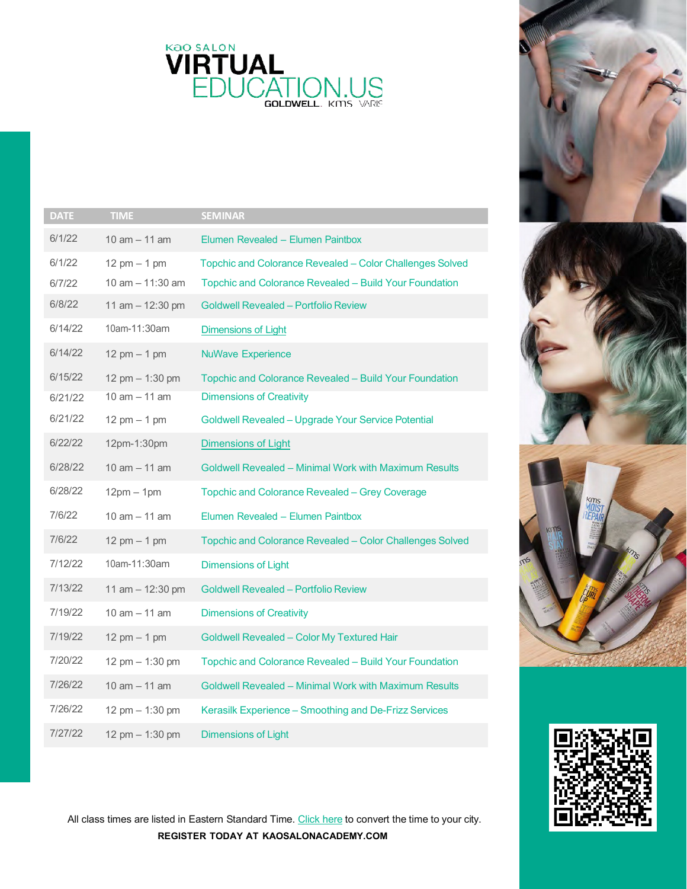Kao SALON

# VIRTUAL EDUCATION.US

GOLDWELL. KMS VARIS

| DATE | TIME | SEMINAR |
|---|---|---|
| 6/1/22 | 10 am – 11 am | Elumen Revealed – Elumen Paintbox |
| 6/1/22 | 12 pm – 1 pm | Topchic and Colorance Revealed – Color Challenges Solved |
| 6/7/22 | 10 am – 11:30 am | Topchic and Colorance Revealed – Build Your Foundation |
| 6/8/22 | 11 am – 12:30 pm | Goldwell Revealed – Portfolio Review |
| 6/14/22 | 10am-11:30am | Dimensions of Light |
| 6/14/22 | 12 pm – 1 pm | NuWave Experience |
| 6/15/22 | 12 pm – 1:30 pm | Topchic and Colorance Revealed – Build Your Foundation |
| 6/21/22 | 10 am – 11 am | Dimensions of Creativity |
| 6/21/22 | 12 pm – 1 pm | Goldwell Revealed – Upgrade Your Service Potential |
| 6/22/22 | 12pm-1:30pm | Dimensions of Light |
| 6/28/22 | 10 am – 11 am | Goldwell Revealed – Minimal Work with Maximum Results |
| 6/28/22 | 12pm – 1pm | Topchic and Colorance Revealed – Grey Coverage |
| 7/6/22 | 10 am – 11 am | Elumen Revealed – Elumen Paintbox |
| 7/6/22 | 12 pm – 1 pm | Topchic and Colorance Revealed – Color Challenges Solved |
| 7/12/22 | 10am-11:30am | Dimensions of Light |
| 7/13/22 | 11 am – 12:30 pm | Goldwell Revealed – Portfolio Review |
| 7/19/22 | 10 am – 11 am | Dimensions of Creativity |
| 7/19/22 | 12 pm – 1 pm | Goldwell Revealed – Color My Textured Hair |
| 7/20/22 | 12 pm – 1:30 pm | Topchic and Colorance Revealed – Build Your Foundation |
| 7/26/22 | 10 am – 11 am | Goldwell Revealed – Minimal Work with Maximum Results |
| 7/26/22 | 12 pm – 1:30 pm | Kerasilk Experience – Smoothing and De-Frizz Services |
| 7/27/22 | 12 pm – 1:30 pm | Dimensions of Light |

All class times are listed in Eastern Standard Time. Click here to convert the time to your city.

**REGISTER TODAY AT KAOSALONACADEMY.COM**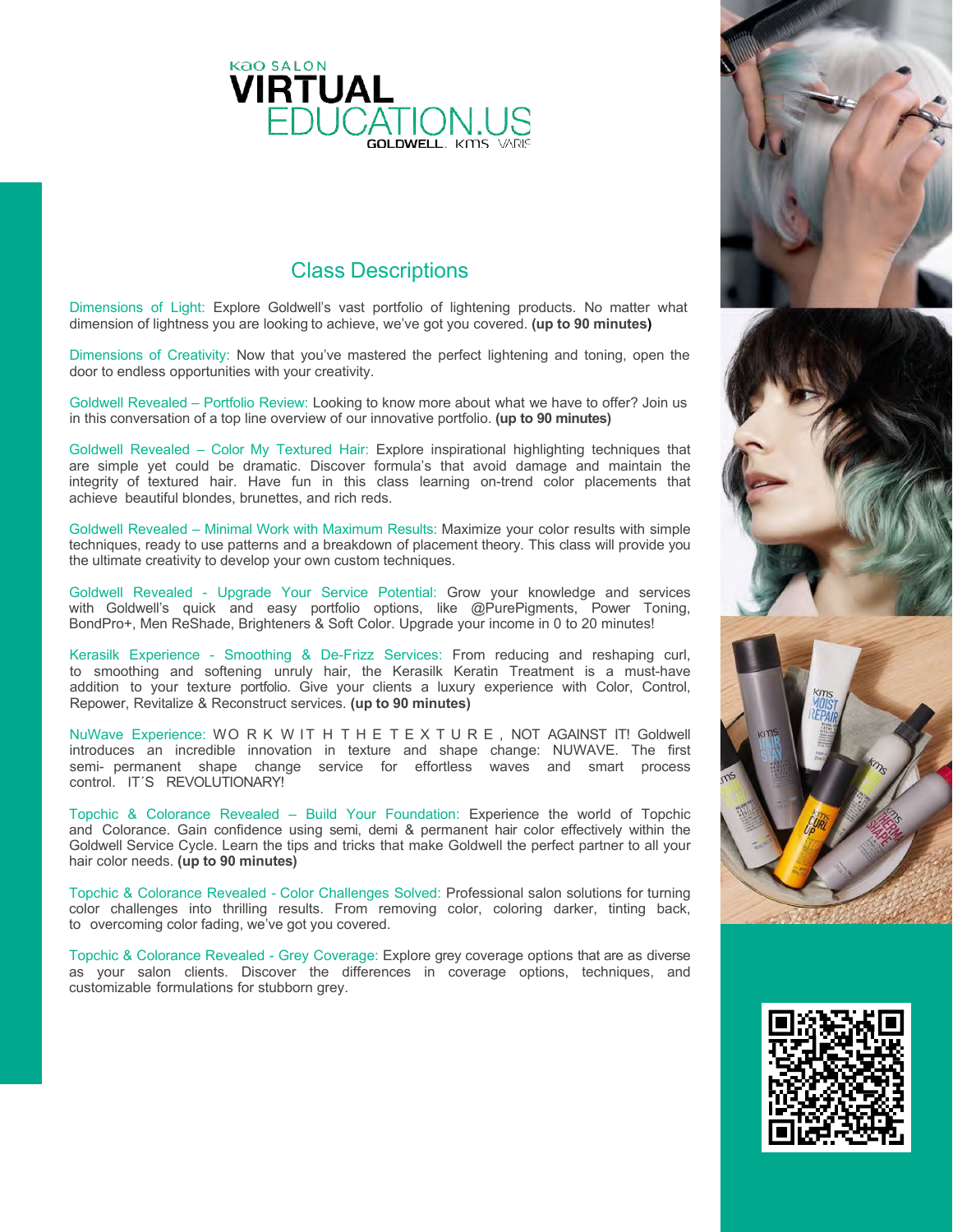KaO SALON

# VIRTUAL EDUCATION.US

GOLDWELL. KMS VARIS

## Class Descriptions

Dimensions of Light: Explore Goldwell's vast portfolio of lightening products. No matter what dimension of lightness you are looking to achieve, we've got you covered. **(up to 90 minutes)**

Dimensions of Creativity: Now that you've mastered the perfect lightening and toning, open the door to endless opportunities with your creativity.

Goldwell Revealed – Portfolio Review: Looking to know more about what we have to offer? Join us in this conversation of a top line overview of our innovative portfolio. **(up to 90 minutes)**

Goldwell Revealed – Color My Textured Hair: Explore inspirational highlighting techniques that are simple yet could be dramatic. Discover formula's that avoid damage and maintain the integrity of textured hair. Have fun in this class learning on-trend color placements that achieve beautiful blondes, brunettes, and rich reds.

Goldwell Revealed – Minimal Work with Maximum Results: Maximize your color results with simple techniques, ready to use patterns and a breakdown of placement theory. This class will provide you the ultimate creativity to develop your own custom techniques.

Goldwell Revealed - Upgrade Your Service Potential: Grow your knowledge and services with Goldwell's quick and easy portfolio options, like @PurePigments, Power Toning, BondPro+, Men ReShade, Brighteners & Soft Color. Upgrade your income in 0 to 20 minutes!

Kerasilk Experience - Smoothing & De-Frizz Services: From reducing and reshaping curl, to smoothing and softening unruly hair, the Kerasilk Keratin Treatment is a must-have addition to your texture portfolio. Give your clients a luxury experience with Color, Control, Repower, Revitalize & Reconstruct services. **(up to 90 minutes)**

NuWave Experience: WORK WITH THE TEXTURE, NOT AGAINST IT! Goldwell introduces an incredible innovation in texture and shape change: NUWAVE. The first semi- permanent shape change service for effortless waves and smart process control. IT´S REVOLUTIONARY!

Topchic & Colorance Revealed – Build Your Foundation: Experience the world of Topchic and Colorance. Gain confidence using semi, demi & permanent hair color effectively within the Goldwell Service Cycle. Learn the tips and tricks that make Goldwell the perfect partner to all your hair color needs. **(up to 90 minutes)**

Topchic & Colorance Revealed - Color Challenges Solved: Professional salon solutions for turning color challenges into thrilling results. From removing color, coloring darker, tinting back, to overcoming color fading, we've got you covered.

Topchic & Colorance Revealed - Grey Coverage: Explore grey coverage options that are as diverse as your salon clients. Discover the differences in coverage options, techniques, and customizable formulations for stubborn grey.